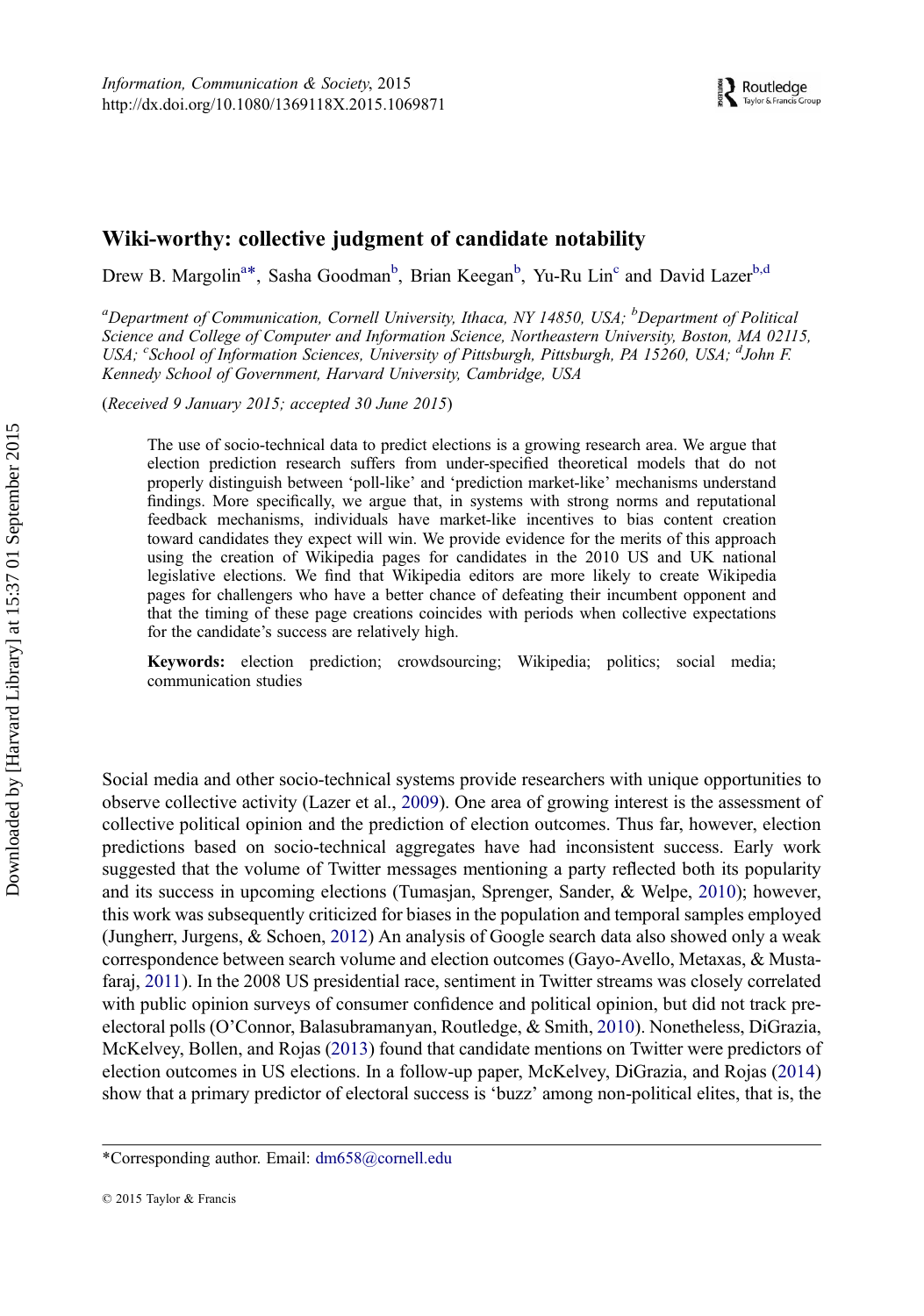# Wiki-worthy: collective judgment of candidate notability

Drew B. Margolin[a*], Sasha Goodman[b], Brian Keegan[b], Yu-Ru Lin[c] and David Lazer[b,d]

[a]*Department of Communication, Cornell University, Ithaca, NY 14850, USA;* [b]*Department of Political Science and College of Computer and Information Science, Northeastern University, Boston, MA 02115, USA;* [c]*School of Information Sciences, University of Pittsburgh, Pittsburgh, PA 15260, USA;* [d]*John F. Kennedy School of Government, Harvard University, Cambridge, USA*

(*Received 9 January 2015; accepted 30 June 2015*)

The use of socio-technical data to predict elections is a growing research area. We argue that election prediction research suffers from under-specified theoretical models that do not properly distinguish between 'poll-like' and 'prediction market-like' mechanisms understand findings. More specifically, we argue that, in systems with strong norms and reputational feedback mechanisms, individuals have market-like incentives to bias content creation toward candidates they expect will win. We provide evidence for the merits of this approach using the creation of Wikipedia pages for candidates in the 2010 US and UK national legislative elections. We find that Wikipedia editors are more likely to create Wikipedia pages for challengers who have a better chance of defeating their incumbent opponent and that the timing of these page creations coincides with periods when collective expectations for the candidate's success are relatively high.

**Keywords:** election prediction; crowdsourcing; Wikipedia; politics; social media; communication studies

Social media and other socio-technical systems provide researchers with unique opportunities to observe collective activity (Lazer et al., 2009). One area of growing interest is the assessment of collective political opinion and the prediction of election outcomes. Thus far, however, election predictions based on socio-technical aggregates have had inconsistent success. Early work suggested that the volume of Twitter messages mentioning a party reflected both its popularity and its success in upcoming elections (Tumasjan, Sprenger, Sander, & Welpe, 2010); however, this work was subsequently criticized for biases in the population and temporal samples employed (Jungherr, Jurgens, & Schoen, 2012) An analysis of Google search data also showed only a weak correspondence between search volume and election outcomes (Gayo-Avello, Metaxas, & Mustafaraj, 2011). In the 2008 US presidential race, sentiment in Twitter streams was closely correlated with public opinion surveys of consumer confidence and political opinion, but did not track pre-electoral polls (O'Connor, Balasubramanyan, Routledge, & Smith, 2010). Nonetheless, DiGrazia, McKelvey, Bollen, and Rojas (2013) found that candidate mentions on Twitter were predictors of election outcomes in US elections. In a follow-up paper, McKelvey, DiGrazia, and Rojas (2014) show that a primary predictor of electoral success is 'buzz' among non-political elites, that is, the

*Corresponding author. Email: dm658@cornell.edu

© 2015 Taylor & Francis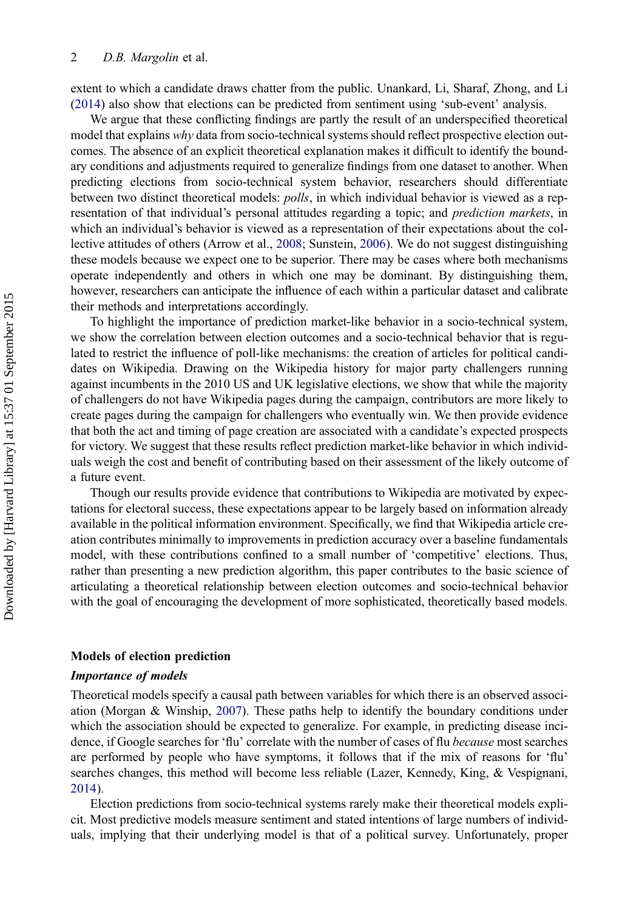extent to which a candidate draws chatter from the public. Unankard, Li, Sharaf, Zhong, and Li (2014) also show that elections can be predicted from sentiment using 'sub-event' analysis.

We argue that these conflicting findings are partly the result of an underspecified theoretical model that explains *why* data from socio-technical systems should reflect prospective election outcomes. The absence of an explicit theoretical explanation makes it difficult to identify the boundary conditions and adjustments required to generalize findings from one dataset to another. When predicting elections from socio-technical system behavior, researchers should differentiate between two distinct theoretical models: *polls*, in which individual behavior is viewed as a representation of that individual's personal attitudes regarding a topic; and *prediction markets*, in which an individual's behavior is viewed as a representation of their expectations about the collective attitudes of others (Arrow et al., 2008; Sunstein, 2006). We do not suggest distinguishing these models because we expect one to be superior. There may be cases where both mechanisms operate independently and others in which one may be dominant. By distinguishing them, however, researchers can anticipate the influence of each within a particular dataset and calibrate their methods and interpretations accordingly.

To highlight the importance of prediction market-like behavior in a socio-technical system, we show the correlation between election outcomes and a socio-technical behavior that is regulated to restrict the influence of poll-like mechanisms: the creation of articles for political candidates on Wikipedia. Drawing on the Wikipedia history for major party challengers running against incumbents in the 2010 US and UK legislative elections, we show that while the majority of challengers do not have Wikipedia pages during the campaign, contributors are more likely to create pages during the campaign for challengers who eventually win. We then provide evidence that both the act and timing of page creation are associated with a candidate's expected prospects for victory. We suggest that these results reflect prediction market-like behavior in which individuals weigh the cost and benefit of contributing based on their assessment of the likely outcome of a future event.

Though our results provide evidence that contributions to Wikipedia are motivated by expectations for electoral success, these expectations appear to be largely based on information already available in the political information environment. Specifically, we find that Wikipedia article creation contributes minimally to improvements in prediction accuracy over a baseline fundamentals model, with these contributions confined to a small number of 'competitive' elections. Thus, rather than presenting a new prediction algorithm, this paper contributes to the basic science of articulating a theoretical relationship between election outcomes and socio-technical behavior with the goal of encouraging the development of more sophisticated, theoretically based models.

## Models of election prediction

### *Importance of models*

Theoretical models specify a causal path between variables for which there is an observed association (Morgan & Winship, 2007). These paths help to identify the boundary conditions under which the association should be expected to generalize. For example, in predicting disease incidence, if Google searches for 'flu' correlate with the number of cases of flu *because* most searches are performed by people who have symptoms, it follows that if the mix of reasons for 'flu' searches changes, this method will become less reliable (Lazer, Kennedy, King, & Vespignani, 2014).

Election predictions from socio-technical systems rarely make their theoretical models explicit. Most predictive models measure sentiment and stated intentions of large numbers of individuals, implying that their underlying model is that of a political survey. Unfortunately, proper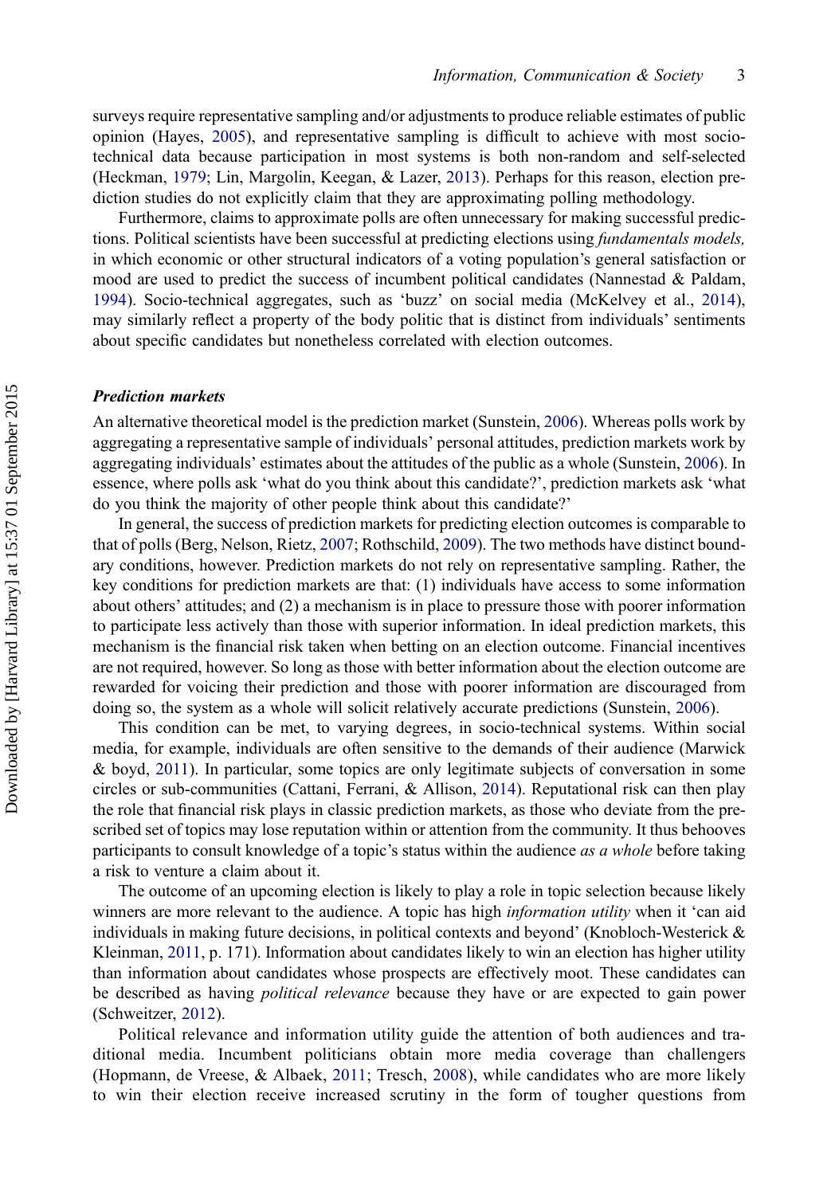surveys require representative sampling and/or adjustments to produce reliable estimates of public opinion (Hayes, 2005), and representative sampling is difficult to achieve with most socio-technical data because participation in most systems is both non-random and self-selected (Heckman, 1979; Lin, Margolin, Keegan, & Lazer, 2013). Perhaps for this reason, election prediction studies do not explicitly claim that they are approximating polling methodology.

Furthermore, claims to approximate polls are often unnecessary for making successful predictions. Political scientists have been successful at predicting elections using *fundamentals models,* in which economic or other structural indicators of a voting population's general satisfaction or mood are used to predict the success of incumbent political candidates (Nannestad & Paldam, 1994). Socio-technical aggregates, such as 'buzz' on social media (McKelvey et al., 2014), may similarly reflect a property of the body politic that is distinct from individuals' sentiments about specific candidates but nonetheless correlated with election outcomes.

### *Prediction markets*

An alternative theoretical model is the prediction market (Sunstein, 2006). Whereas polls work by aggregating a representative sample of individuals' personal attitudes, prediction markets work by aggregating individuals' estimates about the attitudes of the public as a whole (Sunstein, 2006). In essence, where polls ask 'what do you think about this candidate?', prediction markets ask 'what do you think the majority of other people think about this candidate?'

In general, the success of prediction markets for predicting election outcomes is comparable to that of polls (Berg, Nelson, Rietz, 2007; Rothschild, 2009). The two methods have distinct boundary conditions, however. Prediction markets do not rely on representative sampling. Rather, the key conditions for prediction markets are that: (1) individuals have access to some information about others' attitudes; and (2) a mechanism is in place to pressure those with poorer information to participate less actively than those with superior information. In ideal prediction markets, this mechanism is the financial risk taken when betting on an election outcome. Financial incentives are not required, however. So long as those with better information about the election outcome are rewarded for voicing their prediction and those with poorer information are discouraged from doing so, the system as a whole will solicit relatively accurate predictions (Sunstein, 2006).

This condition can be met, to varying degrees, in socio-technical systems. Within social media, for example, individuals are often sensitive to the demands of their audience (Marwick & boyd, 2011). In particular, some topics are only legitimate subjects of conversation in some circles or sub-communities (Cattani, Ferrani, & Allison, 2014). Reputational risk can then play the role that financial risk plays in classic prediction markets, as those who deviate from the prescribed set of topics may lose reputation within or attention from the community. It thus behooves participants to consult knowledge of a topic's status within the audience *as a whole* before taking a risk to venture a claim about it.

The outcome of an upcoming election is likely to play a role in topic selection because likely winners are more relevant to the audience. A topic has high *information utility* when it 'can aid individuals in making future decisions, in political contexts and beyond' (Knobloch-Westerick & Kleinman, 2011, p. 171). Information about candidates likely to win an election has higher utility than information about candidates whose prospects are effectively moot. These candidates can be described as having *political relevance* because they have or are expected to gain power (Schweitzer, 2012).

Political relevance and information utility guide the attention of both audiences and traditional media. Incumbent politicians obtain more media coverage than challengers (Hopmann, de Vreese, & Albaek, 2011; Tresch, 2008), while candidates who are more likely to win their election receive increased scrutiny in the form of tougher questions from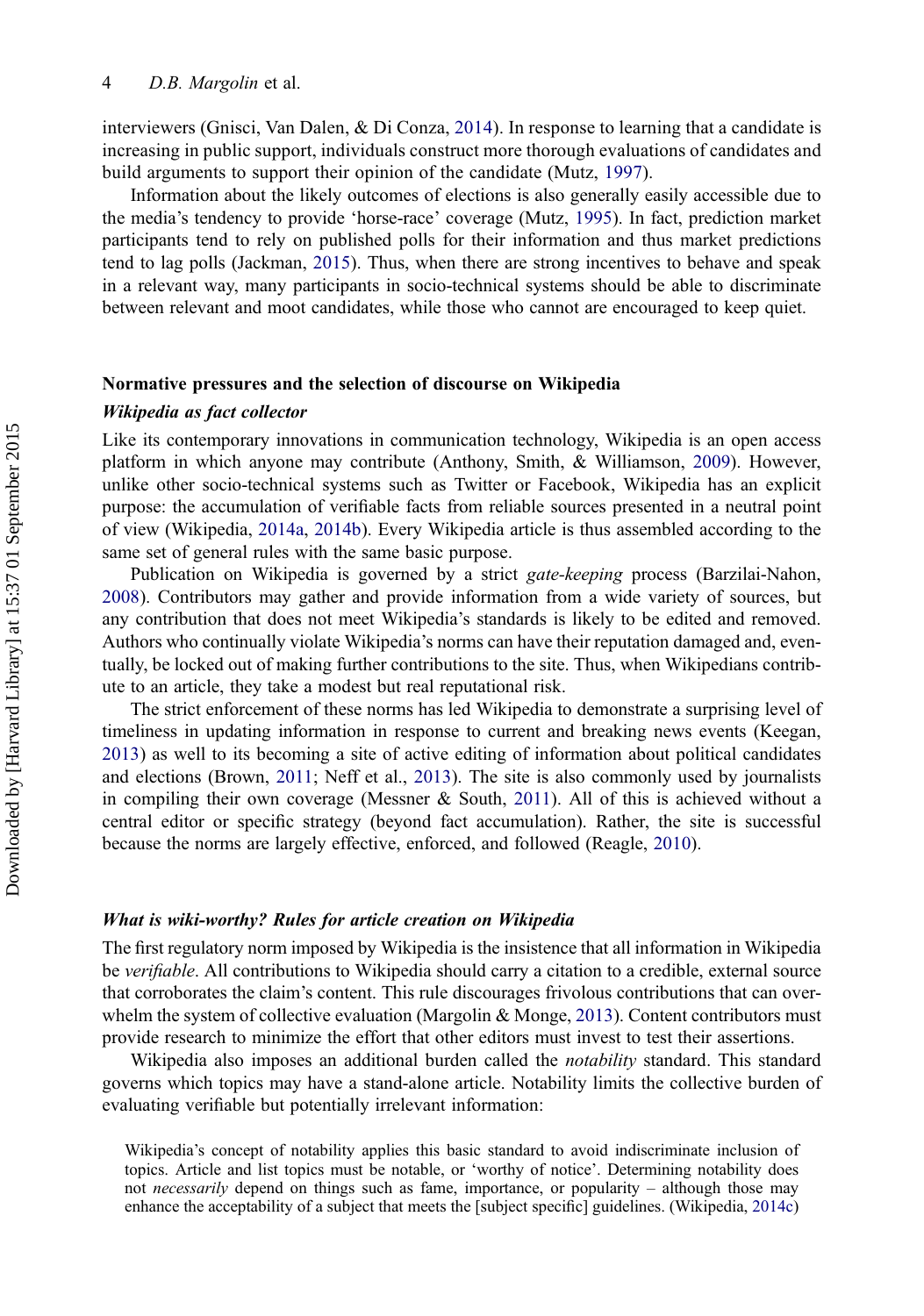interviewers (Gnisci, Van Dalen, & Di Conza, 2014). In response to learning that a candidate is increasing in public support, individuals construct more thorough evaluations of candidates and build arguments to support their opinion of the candidate (Mutz, 1997).

Information about the likely outcomes of elections is also generally easily accessible due to the media's tendency to provide 'horse-race' coverage (Mutz, 1995). In fact, prediction market participants tend to rely on published polls for their information and thus market predictions tend to lag polls (Jackman, 2015). Thus, when there are strong incentives to behave and speak in a relevant way, many participants in socio-technical systems should be able to discriminate between relevant and moot candidates, while those who cannot are encouraged to keep quiet.

## Normative pressures and the selection of discourse on Wikipedia

### *Wikipedia as fact collector*

Like its contemporary innovations in communication technology, Wikipedia is an open access platform in which anyone may contribute (Anthony, Smith, & Williamson, 2009). However, unlike other socio-technical systems such as Twitter or Facebook, Wikipedia has an explicit purpose: the accumulation of verifiable facts from reliable sources presented in a neutral point of view (Wikipedia, 2014a, 2014b). Every Wikipedia article is thus assembled according to the same set of general rules with the same basic purpose.

Publication on Wikipedia is governed by a strict *gate-keeping* process (Barzilai-Nahon, 2008). Contributors may gather and provide information from a wide variety of sources, but any contribution that does not meet Wikipedia's standards is likely to be edited and removed. Authors who continually violate Wikipedia's norms can have their reputation damaged and, eventually, be locked out of making further contributions to the site. Thus, when Wikipedians contribute to an article, they take a modest but real reputational risk.

The strict enforcement of these norms has led Wikipedia to demonstrate a surprising level of timeliness in updating information in response to current and breaking news events (Keegan, 2013) as well to its becoming a site of active editing of information about political candidates and elections (Brown, 2011; Neff et al., 2013). The site is also commonly used by journalists in compiling their own coverage (Messner & South, 2011). All of this is achieved without a central editor or specific strategy (beyond fact accumulation). Rather, the site is successful because the norms are largely effective, enforced, and followed (Reagle, 2010).

### *What is wiki-worthy? Rules for article creation on Wikipedia*

The first regulatory norm imposed by Wikipedia is the insistence that all information in Wikipedia be *verifiable*. All contributions to Wikipedia should carry a citation to a credible, external source that corroborates the claim's content. This rule discourages frivolous contributions that can overwhelm the system of collective evaluation (Margolin & Monge, 2013). Content contributors must provide research to minimize the effort that other editors must invest to test their assertions.

Wikipedia also imposes an additional burden called the *notability* standard. This standard governs which topics may have a stand-alone article. Notability limits the collective burden of evaluating verifiable but potentially irrelevant information:

> Wikipedia's concept of notability applies this basic standard to avoid indiscriminate inclusion of topics. Article and list topics must be notable, or 'worthy of notice'. Determining notability does not *necessarily* depend on things such as fame, importance, or popularity – although those may enhance the acceptability of a subject that meets the [subject specific] guidelines. (Wikipedia, 2014c)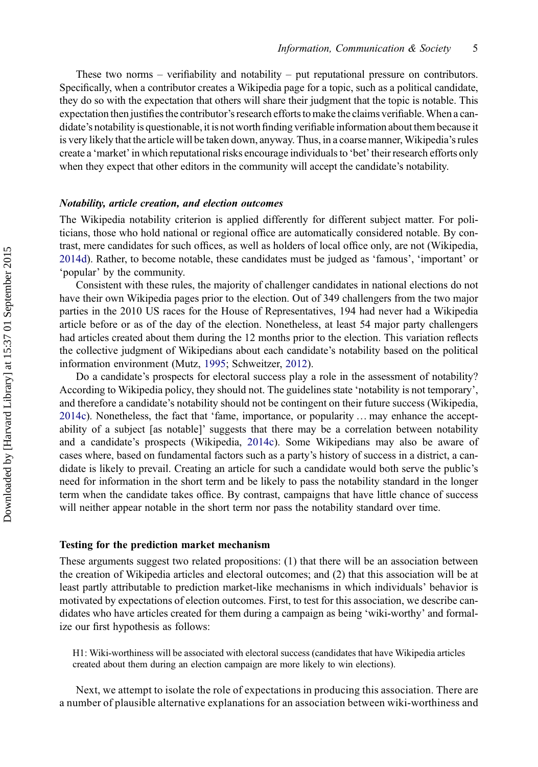These two norms – verifiability and notability – put reputational pressure on contributors. Specifically, when a contributor creates a Wikipedia page for a topic, such as a political candidate, they do so with the expectation that others will share their judgment that the topic is notable. This expectation then justifies the contributor's research efforts to make the claims verifiable. When a candidate's notability is questionable, it is not worth finding verifiable information about them because it is very likely that the article will be taken down, anyway. Thus, in a coarse manner, Wikipedia's rules create a 'market' in which reputational risks encourage individuals to 'bet' their research efforts only when they expect that other editors in the community will accept the candidate's notability.

### *Notability, article creation, and election outcomes*

The Wikipedia notability criterion is applied differently for different subject matter. For politicians, those who hold national or regional office are automatically considered notable. By contrast, mere candidates for such offices, as well as holders of local office only, are not (Wikipedia, 2014d). Rather, to become notable, these candidates must be judged as 'famous', 'important' or 'popular' by the community.

Consistent with these rules, the majority of challenger candidates in national elections do not have their own Wikipedia pages prior to the election. Out of 349 challengers from the two major parties in the 2010 US races for the House of Representatives, 194 had never had a Wikipedia article before or as of the day of the election. Nonetheless, at least 54 major party challengers had articles created about them during the 12 months prior to the election. This variation reflects the collective judgment of Wikipedians about each candidate's notability based on the political information environment (Mutz, 1995; Schweitzer, 2012).

Do a candidate's prospects for electoral success play a role in the assessment of notability? According to Wikipedia policy, they should not. The guidelines state 'notability is not temporary', and therefore a candidate's notability should not be contingent on their future success (Wikipedia, 2014c). Nonetheless, the fact that 'fame, importance, or popularity … may enhance the acceptability of a subject [as notable]' suggests that there may be a correlation between notability and a candidate's prospects (Wikipedia, 2014c). Some Wikipedians may also be aware of cases where, based on fundamental factors such as a party's history of success in a district, a candidate is likely to prevail. Creating an article for such a candidate would both serve the public's need for information in the short term and be likely to pass the notability standard in the longer term when the candidate takes office. By contrast, campaigns that have little chance of success will neither appear notable in the short term nor pass the notability standard over time.

## Testing for the prediction market mechanism

These arguments suggest two related propositions: (1) that there will be an association between the creation of Wikipedia articles and electoral outcomes; and (2) that this association will be at least partly attributable to prediction market-like mechanisms in which individuals' behavior is motivated by expectations of election outcomes. First, to test for this association, we describe candidates who have articles created for them during a campaign as being 'wiki-worthy' and formalize our first hypothesis as follows:

> H1: Wiki-worthiness will be associated with electoral success (candidates that have Wikipedia articles created about them during an election campaign are more likely to win elections).

Next, we attempt to isolate the role of expectations in producing this association. There are a number of plausible alternative explanations for an association between wiki-worthiness and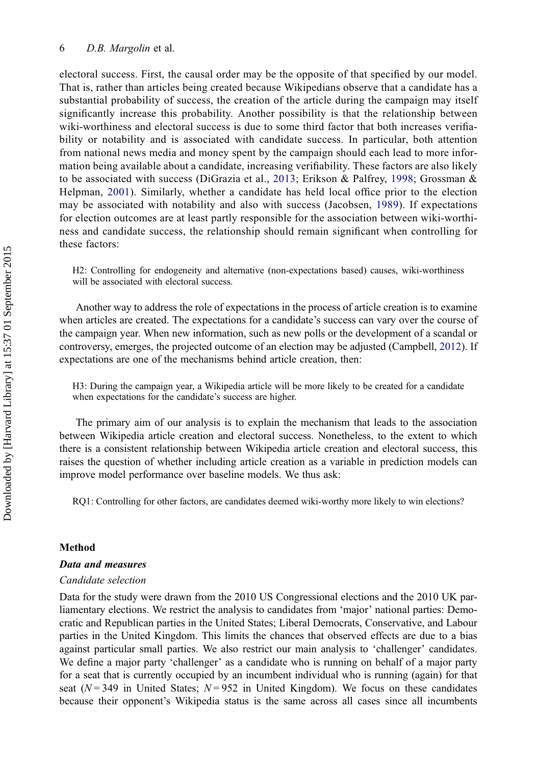electoral success. First, the causal order may be the opposite of that specified by our model. That is, rather than articles being created because Wikipedians observe that a candidate has a substantial probability of success, the creation of the article during the campaign may itself significantly increase this probability. Another possibility is that the relationship between wiki-worthiness and electoral success is due to some third factor that both increases verifiability or notability and is associated with candidate success. In particular, both attention from national news media and money spent by the campaign should each lead to more information being available about a candidate, increasing verifiability. These factors are also likely to be associated with success (DiGrazia et al., 2013; Erikson & Palfrey, 1998; Grossman & Helpman, 2001). Similarly, whether a candidate has held local office prior to the election may be associated with notability and also with success (Jacobsen, 1989). If expectations for election outcomes are at least partly responsible for the association between wiki-worthiness and candidate success, the relationship should remain significant when controlling for these factors:

> H2: Controlling for endogeneity and alternative (non-expectations based) causes, wiki-worthiness will be associated with electoral success.

Another way to address the role of expectations in the process of article creation is to examine when articles are created. The expectations for a candidate's success can vary over the course of the campaign year. When new information, such as new polls or the development of a scandal or controversy, emerges, the projected outcome of an election may be adjusted (Campbell, 2012). If expectations are one of the mechanisms behind article creation, then:

> H3: During the campaign year, a Wikipedia article will be more likely to be created for a candidate when expectations for the candidate's success are higher.

The primary aim of our analysis is to explain the mechanism that leads to the association between Wikipedia article creation and electoral success. Nonetheless, to the extent to which there is a consistent relationship between Wikipedia article creation and electoral success, this raises the question of whether including article creation as a variable in prediction models can improve model performance over baseline models. We thus ask:

> RQ1: Controlling for other factors, are candidates deemed wiki-worthy more likely to win elections?

## Method

### *Data and measures*

#### *Candidate selection*

Data for the study were drawn from the 2010 US Congressional elections and the 2010 UK parliamentary elections. We restrict the analysis to candidates from 'major' national parties: Democratic and Republican parties in the United States; Liberal Democrats, Conservative, and Labour parties in the United Kingdom. This limits the chances that observed effects are due to a bias against particular small parties. We also restrict our main analysis to 'challenger' candidates. We define a major party 'challenger' as a candidate who is running on behalf of a major party for a seat that is currently occupied by an incumbent individual who is running (again) for that seat ($N = 349$ in United States; $N = 952$ in United Kingdom). We focus on these candidates because their opponent's Wikipedia status is the same across all cases since all incumbents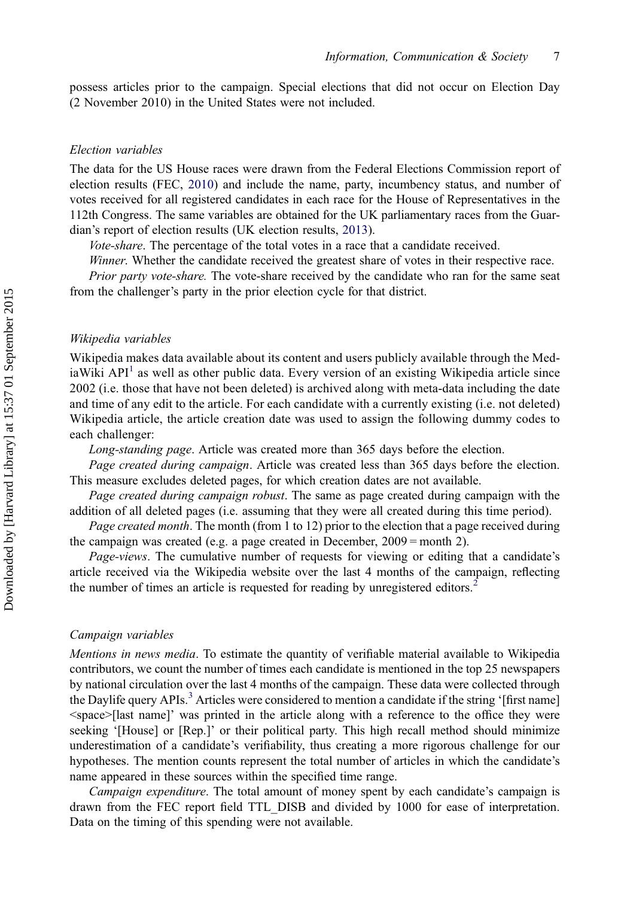possess articles prior to the campaign. Special elections that did not occur on Election Day (2 November 2010) in the United States were not included.

### *Election variables*

The data for the US House races were drawn from the Federal Elections Commission report of election results (FEC, 2010) and include the name, party, incumbency status, and number of votes received for all registered candidates in each race for the House of Representatives in the 112th Congress. The same variables are obtained for the UK parliamentary races from the Guardian's report of election results (UK election results, 2013).

*Vote-share*. The percentage of the total votes in a race that a candidate received.

*Winner*. Whether the candidate received the greatest share of votes in their respective race.

*Prior party vote-share.* The vote-share received by the candidate who ran for the same seat from the challenger's party in the prior election cycle for that district.

### *Wikipedia variables*

Wikipedia makes data available about its content and users publicly available through the MediaWiki API[1] as well as other public data. Every version of an existing Wikipedia article since 2002 (i.e. those that have not been deleted) is archived along with meta-data including the date and time of any edit to the article. For each candidate with a currently existing (i.e. not deleted) Wikipedia article, the article creation date was used to assign the following dummy codes to each challenger:

*Long-standing page*. Article was created more than 365 days before the election.

*Page created during campaign*. Article was created less than 365 days before the election. This measure excludes deleted pages, for which creation dates are not available.

*Page created during campaign robust*. The same as page created during campaign with the addition of all deleted pages (i.e. assuming that they were all created during this time period).

*Page created month*. The month (from 1 to 12) prior to the election that a page received during the campaign was created (e.g. a page created in December, 2009 = month 2).

*Page-views*. The cumulative number of requests for viewing or editing that a candidate's article received via the Wikipedia website over the last 4 months of the campaign, reflecting the number of times an article is requested for reading by unregistered editors.[2]

### *Campaign variables*

*Mentions in news media*. To estimate the quantity of verifiable material available to Wikipedia contributors, we count the number of times each candidate is mentioned in the top 25 newspapers by national circulation over the last 4 months of the campaign. These data were collected through the Daylife query APIs.[3] Articles were considered to mention a candidate if the string '[first name] <space>[last name]' was printed in the article along with a reference to the office they were seeking '[House] or [Rep.]' or their political party. This high recall method should minimize underestimation of a candidate's verifiability, thus creating a more rigorous challenge for our hypotheses. The mention counts represent the total number of articles in which the candidate's name appeared in these sources within the specified time range.

*Campaign expenditure*. The total amount of money spent by each candidate's campaign is drawn from the FEC report field TTL_DISB and divided by 1000 for ease of interpretation. Data on the timing of this spending were not available.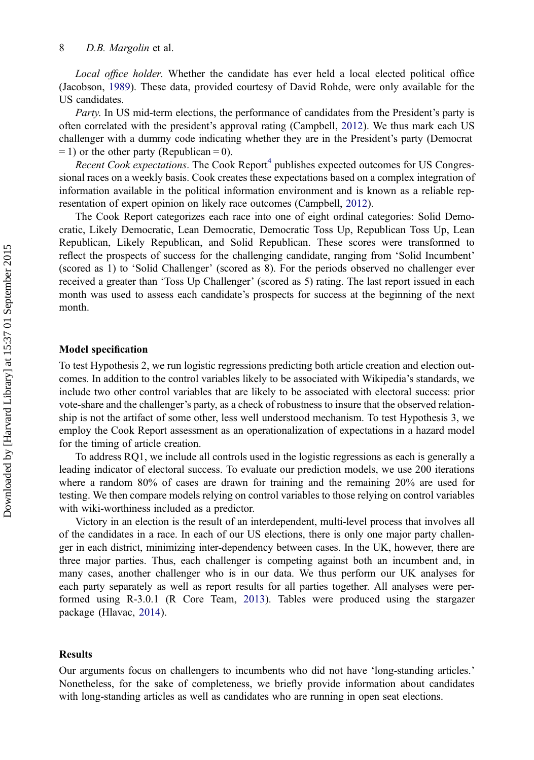*Local office holder*. Whether the candidate has ever held a local elected political office (Jacobson, 1989). These data, provided courtesy of David Rohde, were only available for the US candidates.

*Party*. In US mid-term elections, the performance of candidates from the President's party is often correlated with the president's approval rating (Campbell, 2012). We thus mark each US challenger with a dummy code indicating whether they are in the President's party (Democrat = 1) or the other party (Republican = 0).

*Recent Cook expectations*. The Cook Report[4] publishes expected outcomes for US Congressional races on a weekly basis. Cook creates these expectations based on a complex integration of information available in the political information environment and is known as a reliable representation of expert opinion on likely race outcomes (Campbell, 2012).

The Cook Report categorizes each race into one of eight ordinal categories: Solid Democratic, Likely Democratic, Lean Democratic, Democratic Toss Up, Republican Toss Up, Lean Republican, Likely Republican, and Solid Republican. These scores were transformed to reflect the prospects of success for the challenging candidate, ranging from 'Solid Incumbent' (scored as 1) to 'Solid Challenger' (scored as 8). For the periods observed no challenger ever received a greater than 'Toss Up Challenger' (scored as 5) rating. The last report issued in each month was used to assess each candidate's prospects for success at the beginning of the next month.

### Model specification

To test Hypothesis 2, we run logistic regressions predicting both article creation and election outcomes. In addition to the control variables likely to be associated with Wikipedia's standards, we include two other control variables that are likely to be associated with electoral success: prior vote-share and the challenger's party, as a check of robustness to insure that the observed relationship is not the artifact of some other, less well understood mechanism. To test Hypothesis 3, we employ the Cook Report assessment as an operationalization of expectations in a hazard model for the timing of article creation.

To address RQ1, we include all controls used in the logistic regressions as each is generally a leading indicator of electoral success. To evaluate our prediction models, we use 200 iterations where a random 80% of cases are drawn for training and the remaining 20% are used for testing. We then compare models relying on control variables to those relying on control variables with wiki-worthiness included as a predictor.

Victory in an election is the result of an interdependent, multi-level process that involves all of the candidates in a race. In each of our US elections, there is only one major party challenger in each district, minimizing inter-dependency between cases. In the UK, however, there are three major parties. Thus, each challenger is competing against both an incumbent and, in many cases, another challenger who is in our data. We thus perform our UK analyses for each party separately as well as report results for all parties together. All analyses were performed using R-3.0.1 (R Core Team, 2013). Tables were produced using the stargazer package (Hlavac, 2014).

### Results

Our arguments focus on challengers to incumbents who did not have 'long-standing articles.' Nonetheless, for the sake of completeness, we briefly provide information about candidates with long-standing articles as well as candidates who are running in open seat elections.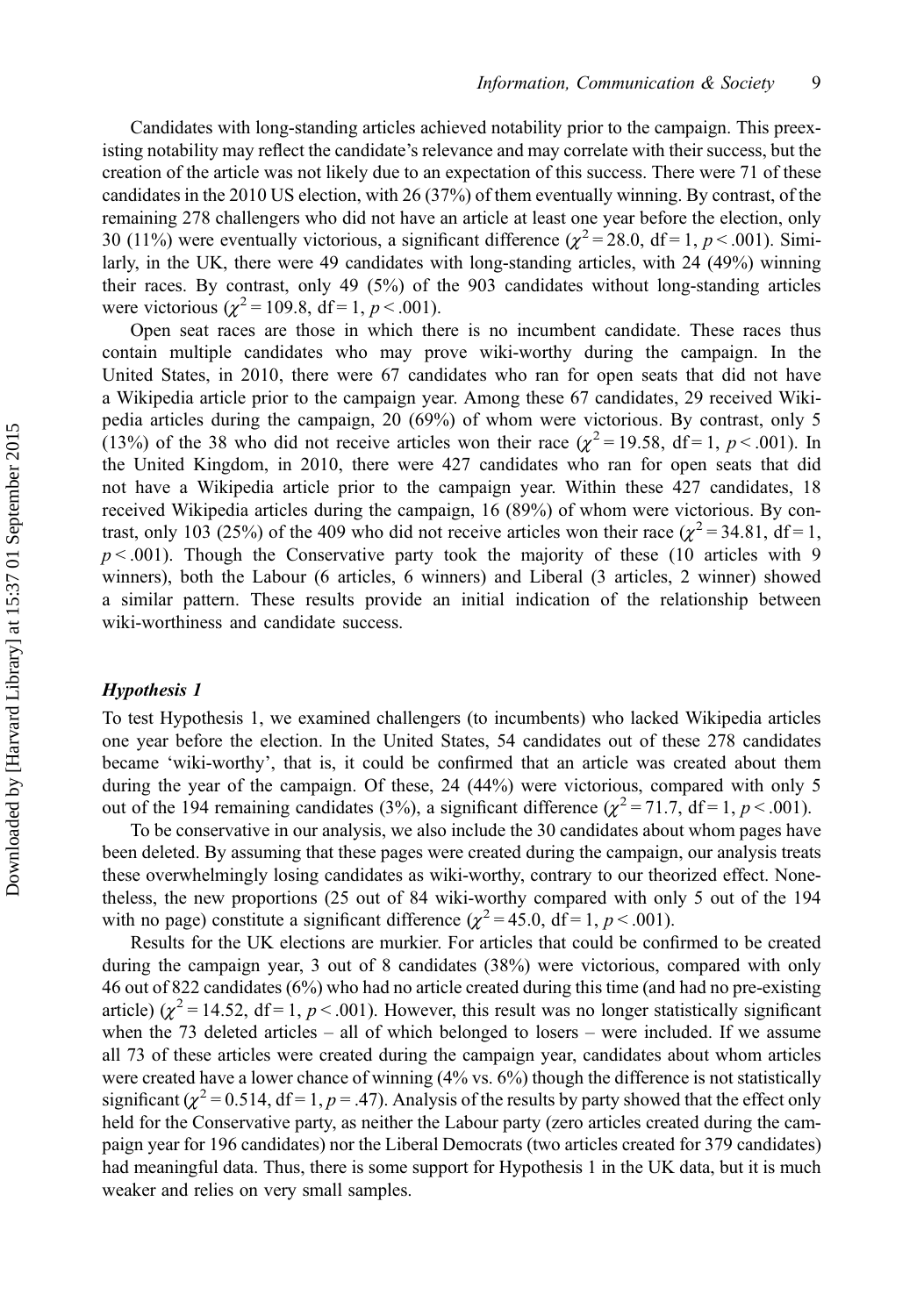Candidates with long-standing articles achieved notability prior to the campaign. This preexisting notability may reflect the candidate's relevance and may correlate with their success, but the creation of the article was not likely due to an expectation of this success. There were 71 of these candidates in the 2010 US election, with 26 (37%) of them eventually winning. By contrast, of the remaining 278 challengers who did not have an article at least one year before the election, only 30 (11%) were eventually victorious, a significant difference ($\chi^2 = 28.0$, df = 1, $p < .001$). Similarly, in the UK, there were 49 candidates with long-standing articles, with 24 (49%) winning their races. By contrast, only 49 (5%) of the 903 candidates without long-standing articles were victorious ($\chi^2 = 109.8$, df = 1, $p < .001$).

Open seat races are those in which there is no incumbent candidate. These races thus contain multiple candidates who may prove wiki-worthy during the campaign. In the United States, in 2010, there were 67 candidates who ran for open seats that did not have a Wikipedia article prior to the campaign year. Among these 67 candidates, 29 received Wikipedia articles during the campaign, 20 (69%) of whom were victorious. By contrast, only 5 (13%) of the 38 who did not receive articles won their race ($\chi^2 = 19.58$, df = 1, $p < .001$). In the United Kingdom, in 2010, there were 427 candidates who ran for open seats that did not have a Wikipedia article prior to the campaign year. Within these 427 candidates, 18 received Wikipedia articles during the campaign, 16 (89%) of whom were victorious. By contrast, only 103 (25%) of the 409 who did not receive articles won their race ($\chi^2 = 34.81$, df = 1, $p < .001$). Though the Conservative party took the majority of these (10 articles with 9 winners), both the Labour (6 articles, 6 winners) and Liberal (3 articles, 2 winner) showed a similar pattern. These results provide an initial indication of the relationship between wiki-worthiness and candidate success.

### *Hypothesis 1*

To test Hypothesis 1, we examined challengers (to incumbents) who lacked Wikipedia articles one year before the election. In the United States, 54 candidates out of these 278 candidates became 'wiki-worthy', that is, it could be confirmed that an article was created about them during the year of the campaign. Of these, 24 (44%) were victorious, compared with only 5 out of the 194 remaining candidates (3%), a significant difference ($\chi^2 = 71.7$, df = 1, $p < .001$).

To be conservative in our analysis, we also include the 30 candidates about whom pages have been deleted. By assuming that these pages were created during the campaign, our analysis treats these overwhelmingly losing candidates as wiki-worthy, contrary to our theorized effect. Nonetheless, the new proportions (25 out of 84 wiki-worthy compared with only 5 out of the 194 with no page) constitute a significant difference ($\chi^2 = 45.0$, df = 1, $p < .001$).

Results for the UK elections are murkier. For articles that could be confirmed to be created during the campaign year, 3 out of 8 candidates (38%) were victorious, compared with only 46 out of 822 candidates (6%) who had no article created during this time (and had no pre-existing article) ($\chi^2 = 14.52$, df = 1, $p < .001$). However, this result was no longer statistically significant when the 73 deleted articles – all of which belonged to losers – were included. If we assume all 73 of these articles were created during the campaign year, candidates about whom articles were created have a lower chance of winning (4% vs. 6%) though the difference is not statistically significant ($\chi^2 = 0.514$, df = 1, $p = .47$). Analysis of the results by party showed that the effect only held for the Conservative party, as neither the Labour party (zero articles created during the campaign year for 196 candidates) nor the Liberal Democrats (two articles created for 379 candidates) had meaningful data. Thus, there is some support for Hypothesis 1 in the UK data, but it is much weaker and relies on very small samples.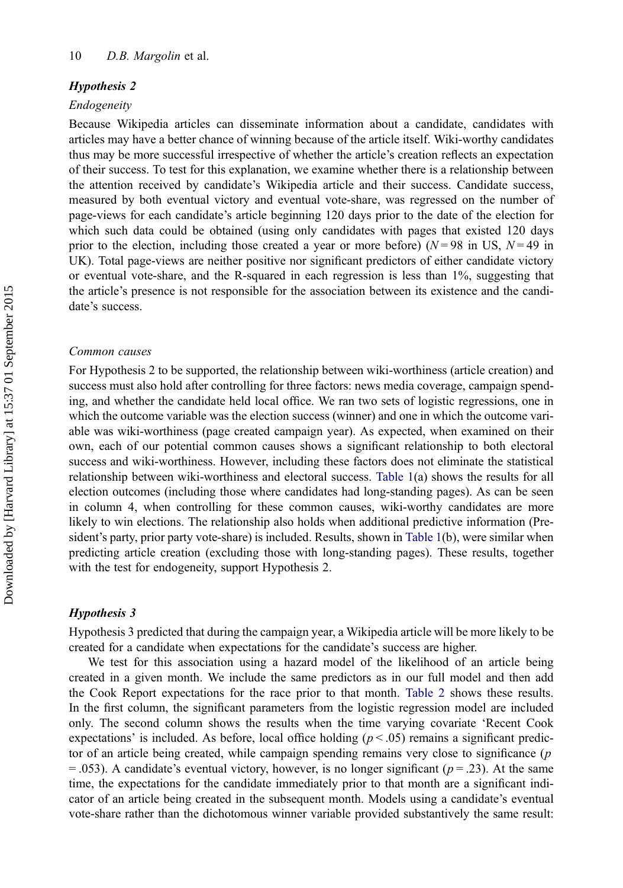### *Hypothesis 2*

*Endogeneity*

Because Wikipedia articles can disseminate information about a candidate, candidates with articles may have a better chance of winning because of the article itself. Wiki-worthy candidates thus may be more successful irrespective of whether the article's creation reflects an expectation of their success. To test for this explanation, we examine whether there is a relationship between the attention received by candidate's Wikipedia article and their success. Candidate success, measured by both eventual victory and eventual vote-share, was regressed on the number of page-views for each candidate's article beginning 120 days prior to the date of the election for which such data could be obtained (using only candidates with pages that existed 120 days prior to the election, including those created a year or more before) ($N = 98$ in US, $N = 49$ in UK). Total page-views are neither positive nor significant predictors of either candidate victory or eventual vote-share, and the R-squared in each regression is less than 1%, suggesting that the article's presence is not responsible for the association between its existence and the candidate's success.

*Common causes*

For Hypothesis 2 to be supported, the relationship between wiki-worthiness (article creation) and success must also hold after controlling for three factors: news media coverage, campaign spending, and whether the candidate held local office. We ran two sets of logistic regressions, one in which the outcome variable was the election success (winner) and one in which the outcome variable was wiki-worthiness (page created campaign year). As expected, when examined on their own, each of our potential common causes shows a significant relationship to both electoral success and wiki-worthiness. However, including these factors does not eliminate the statistical relationship between wiki-worthiness and electoral success. Table 1(a) shows the results for all election outcomes (including those where candidates had long-standing pages). As can be seen in column 4, when controlling for these common causes, wiki-worthy candidates are more likely to win elections. The relationship also holds when additional predictive information (President's party, prior party vote-share) is included. Results, shown in Table 1(b), were similar when predicting article creation (excluding those with long-standing pages). These results, together with the test for endogeneity, support Hypothesis 2.

### *Hypothesis 3*

Hypothesis 3 predicted that during the campaign year, a Wikipedia article will be more likely to be created for a candidate when expectations for the candidate's success are higher.

We test for this association using a hazard model of the likelihood of an article being created in a given month. We include the same predictors as in our full model and then add the Cook Report expectations for the race prior to that month. Table 2 shows these results. In the first column, the significant parameters from the logistic regression model are included only. The second column shows the results when the time varying covariate 'Recent Cook expectations' is included. As before, local office holding ($p < .05$) remains a significant predictor of an article being created, while campaign spending remains very close to significance ($p = .053$). A candidate's eventual victory, however, is no longer significant ($p = .23$). At the same time, the expectations for the candidate immediately prior to that month are a significant indicator of an article being created in the subsequent month. Models using a candidate's eventual vote-share rather than the dichotomous winner variable provided substantively the same result: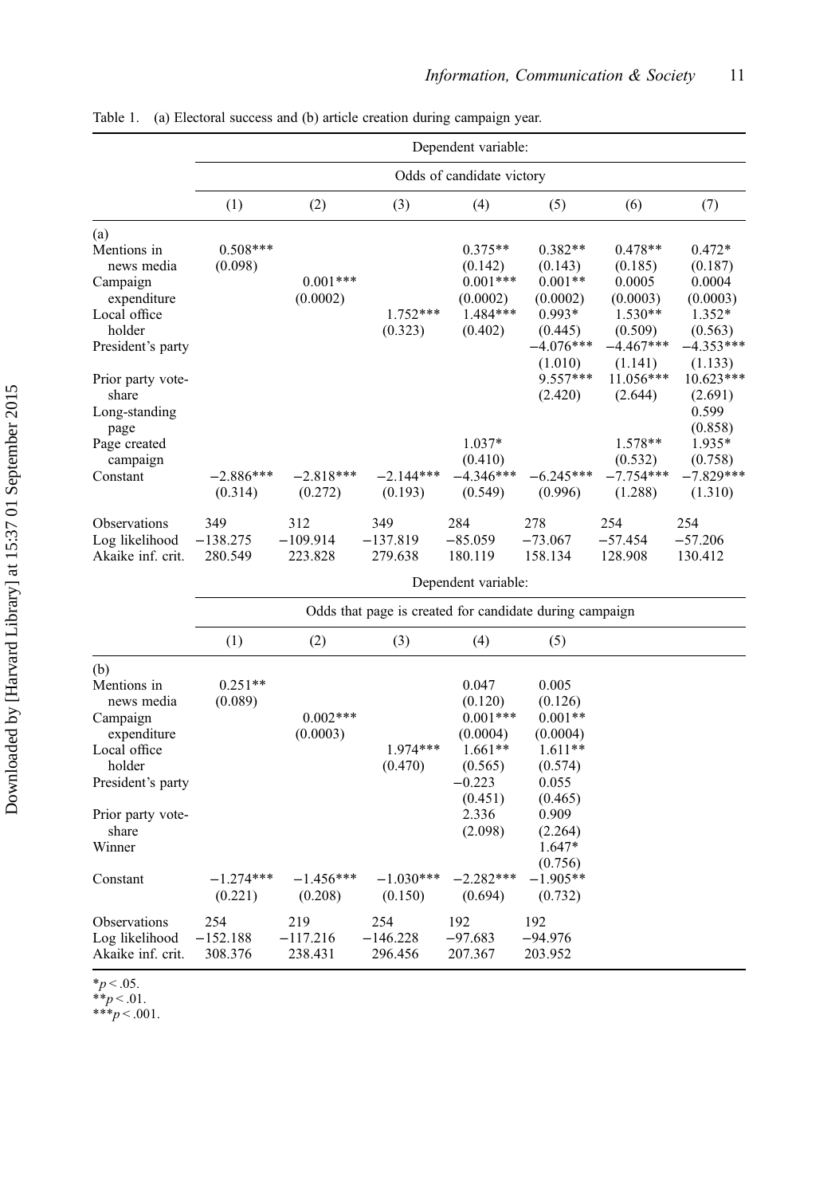Table 1. (a) Electoral success and (b) article creation during campaign year.

| | Dependent variable: | | | | | | |
|---|---|---|---|---|---|---|---|
| | Odds of candidate victory | | | | | | |
| | (1) | (2) | (3) | (4) | (5) | (6) | (7) |
| (a) | | | | | | | |
| Mentions in news media | 0.508*** | | | 0.375** | 0.382** | 0.478** | 0.472* |
| | (0.098) | | | (0.142) | (0.143) | (0.185) | (0.187) |
| Campaign expenditure | | 0.001*** | | 0.001*** | 0.001** | 0.0005 | 0.0004 |
| | | (0.0002) | | (0.0002) | (0.0002) | (0.0003) | (0.0003) |
| Local office holder | | | 1.752*** | 1.484*** | 0.993* | 1.530** | 1.352* |
| | | | (0.323) | (0.402) | (0.445) | (0.509) | (0.563) |
| President's party | | | | | −4.076*** | −4.467*** | −4.353*** |
| | | | | | (1.010) | (1.141) | (1.133) |
| Prior party vote-share | | | | | 9.557*** | 11.056*** | 10.623*** |
| | | | | | (2.420) | (2.644) | (2.691) |
| Long-standing page | | | | | | | 0.599 |
| | | | | | | | (0.858) |
| Page created campaign | | | | 1.037* | | 1.578** | 1.935* |
| | | | | (0.410) | | (0.532) | (0.758) |
| Constant | −2.886*** | −2.818*** | −2.144*** | −4.346*** | −6.245*** | −7.754*** | −7.829*** |
| | (0.314) | (0.272) | (0.193) | (0.549) | (0.996) | (1.288) | (1.310) |
| Observations | 349 | 312 | 349 | 284 | 278 | 254 | 254 |
| Log likelihood | −138.275 | −109.914 | −137.819 | −85.059 | −73.067 | −57.454 | −57.206 |
| Akaike inf. crit. | 280.549 | 223.828 | 279.638 | 180.119 | 158.134 | 128.908 | 130.412 |

| | Dependent variable: | | | | |
|---|---|---|---|---|---|
| | Odds that page is created for candidate during campaign | | | | |
| | (1) | (2) | (3) | (4) | (5) |
| (b) | | | | | |
| Mentions in news media | 0.251** | | | 0.047 | 0.005 |
| | (0.089) | | | (0.120) | (0.126) |
| Campaign expenditure | | 0.002*** | | 0.001*** | 0.001** |
| | | (0.0003) | | (0.0004) | (0.0004) |
| Local office holder | | | 1.974*** | 1.661** | 1.611** |
| | | | (0.470) | (0.565) | (0.574) |
| President's party | | | | −0.223 | 0.055 |
| | | | | (0.451) | (0.465) |
| Prior party vote-share | | | | 2.336 | 0.909 |
| | | | | (2.098) | (2.264) |
| Winner | | | | | 1.647* |
| | | | | | (0.756) |
| Constant | −1.274*** | −1.456*** | −1.030*** | −2.282*** | −1.905** |
| | (0.221) | (0.208) | (0.150) | (0.694) | (0.732) |
| Observations | 254 | 219 | 254 | 192 | 192 |
| Log likelihood | −152.188 | −117.216 | −146.228 | −97.683 | −94.976 |
| Akaike inf. crit. | 308.376 | 238.431 | 296.456 | 207.367 | 203.952 |

*$p < .05$.
**$p < .01$.
***$p < .001$.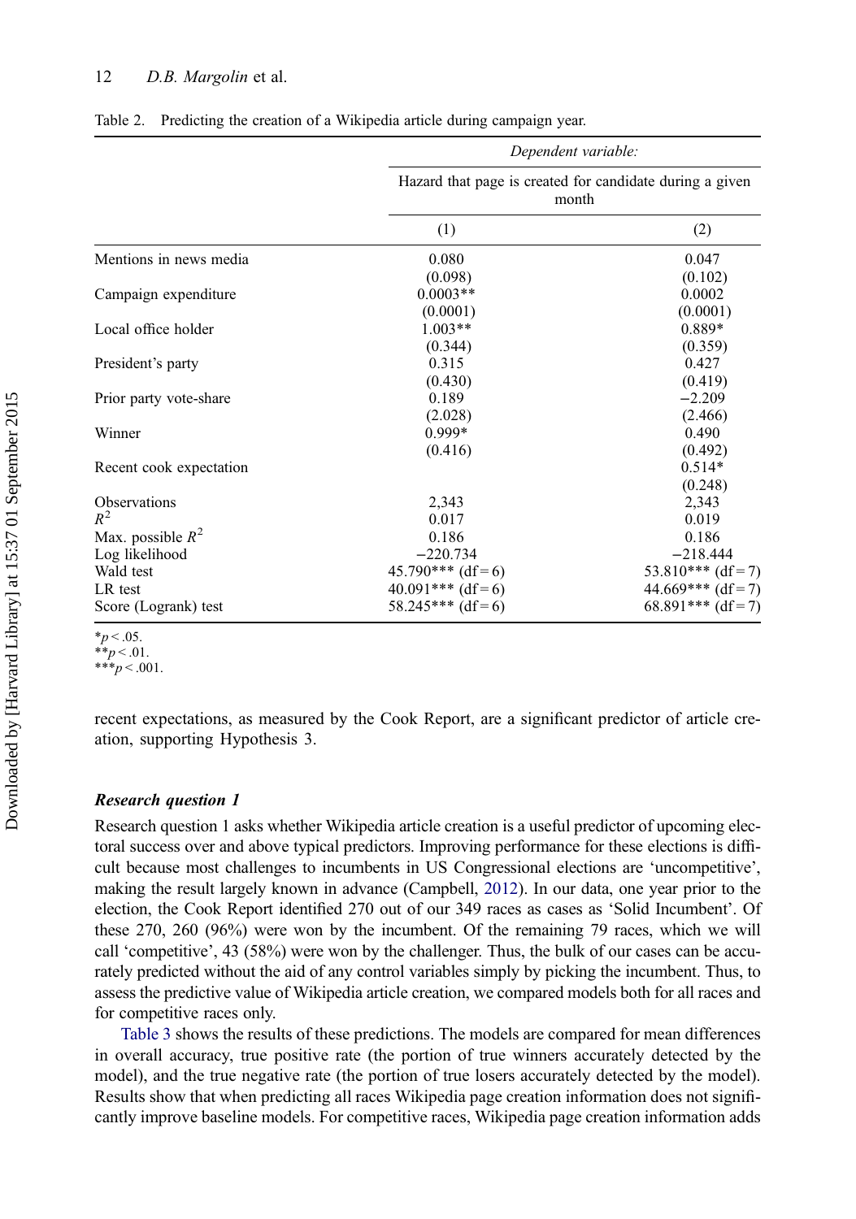Table 2. Predicting the creation of a Wikipedia article during campaign year.

| | *Dependent variable:* | |
|---|---|---|
| | Hazard that page is created for candidate during a given month | |
| | (1) | (2) |
| Mentions in news media | 0.080 | 0.047 |
| | (0.098) | (0.102) |
| Campaign expenditure | 0.0003** | 0.0002 |
| | (0.0001) | (0.0001) |
| Local office holder | 1.003** | 0.889* |
| | (0.344) | (0.359) |
| President's party | 0.315 | 0.427 |
| | (0.430) | (0.419) |
| Prior party vote-share | 0.189 | −2.209 |
| | (2.028) | (2.466) |
| Winner | 0.999* | 0.490 |
| | (0.416) | (0.492) |
| Recent cook expectation | | 0.514* |
| | | (0.248) |
| Observations | 2,343 | 2,343 |
| $R^2$ | 0.017 | 0.019 |
| Max. possible $R^2$ | 0.186 | 0.186 |
| Log likelihood | −220.734 | −218.444 |
| Wald test | 45.790*** (df = 6) | 53.810*** (df = 7) |
| LR test | 40.091*** (df = 6) | 44.669*** (df = 7) |
| Score (Logrank) test | 58.245*** (df = 6) | 68.891*** (df = 7) |

*$p < .05$.
**$p < .01$.
***$p < .001$.

recent expectations, as measured by the Cook Report, are a significant predictor of article creation, supporting Hypothesis 3.

### *Research question 1*

Research question 1 asks whether Wikipedia article creation is a useful predictor of upcoming electoral success over and above typical predictors. Improving performance for these elections is difficult because most challenges to incumbents in US Congressional elections are 'uncompetitive', making the result largely known in advance (Campbell, 2012). In our data, one year prior to the election, the Cook Report identified 270 out of our 349 races as cases as 'Solid Incumbent'. Of these 270, 260 (96%) were won by the incumbent. Of the remaining 79 races, which we will call 'competitive', 43 (58%) were won by the challenger. Thus, the bulk of our cases can be accurately predicted without the aid of any control variables simply by picking the incumbent. Thus, to assess the predictive value of Wikipedia article creation, we compared models both for all races and for competitive races only.

Table 3 shows the results of these predictions. The models are compared for mean differences in overall accuracy, true positive rate (the portion of true winners accurately detected by the model), and the true negative rate (the portion of true losers accurately detected by the model). Results show that when predicting all races Wikipedia page creation information does not significantly improve baseline models. For competitive races, Wikipedia page creation information adds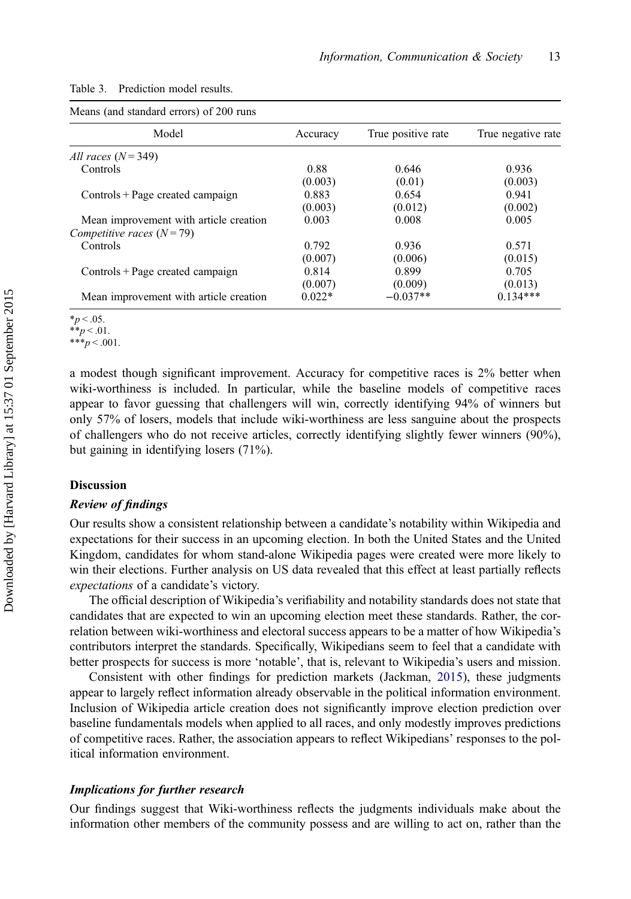Table 3. Prediction model results.

| Means (and standard errors) of 200 runs | | | |
|---|---|---|---|
| Model | Accuracy | True positive rate | True negative rate |
| *All races* ($N = 349$) | | | |
| Controls | 0.88 | 0.646 | 0.936 |
| | (0.003) | (0.01) | (0.003) |
| Controls + Page created campaign | 0.883 | 0.654 | 0.941 |
| | (0.003) | (0.012) | (0.002) |
| Mean improvement with article creation | 0.003 | 0.008 | 0.005 |
| *Competitive races* ($N = 79$) | | | |
| Controls | 0.792 | 0.936 | 0.571 |
| | (0.007) | (0.006) | (0.015) |
| Controls + Page created campaign | 0.814 | 0.899 | 0.705 |
| | (0.007) | (0.009) | (0.013) |
| Mean improvement with article creation | 0.022* | −0.037** | 0.134*** |

*$p < .05$.
**$p < .01$.
***$p < .001$.

a modest though significant improvement. Accuracy for competitive races is 2% better when wiki-worthiness is included. In particular, while the baseline models of competitive races appear to favor guessing that challengers will win, correctly identifying 94% of winners but only 57% of losers, models that include wiki-worthiness are less sanguine about the prospects of challengers who do not receive articles, correctly identifying slightly fewer winners (90%), but gaining in identifying losers (71%).

## Discussion

### Review of findings

Our results show a consistent relationship between a candidate's notability within Wikipedia and expectations for their success in an upcoming election. In both the United States and the United Kingdom, candidates for whom stand-alone Wikipedia pages were created were more likely to win their elections. Further analysis on US data revealed that this effect at least partially reflects *expectations* of a candidate's victory.

The official description of Wikipedia's verifiability and notability standards does not state that candidates that are expected to win an upcoming election meet these standards. Rather, the correlation between wiki-worthiness and electoral success appears to be a matter of how Wikipedia's contributors interpret the standards. Specifically, Wikipedians seem to feel that a candidate with better prospects for success is more 'notable', that is, relevant to Wikipedia's users and mission.

Consistent with other findings for prediction markets (Jackman, 2015), these judgments appear to largely reflect information already observable in the political information environment. Inclusion of Wikipedia article creation does not significantly improve election prediction over baseline fundamentals models when applied to all races, and only modestly improves predictions of competitive races. Rather, the association appears to reflect Wikipedians' responses to the political information environment.

### Implications for further research

Our findings suggest that Wiki-worthiness reflects the judgments individuals make about the information other members of the community possess and are willing to act on, rather than the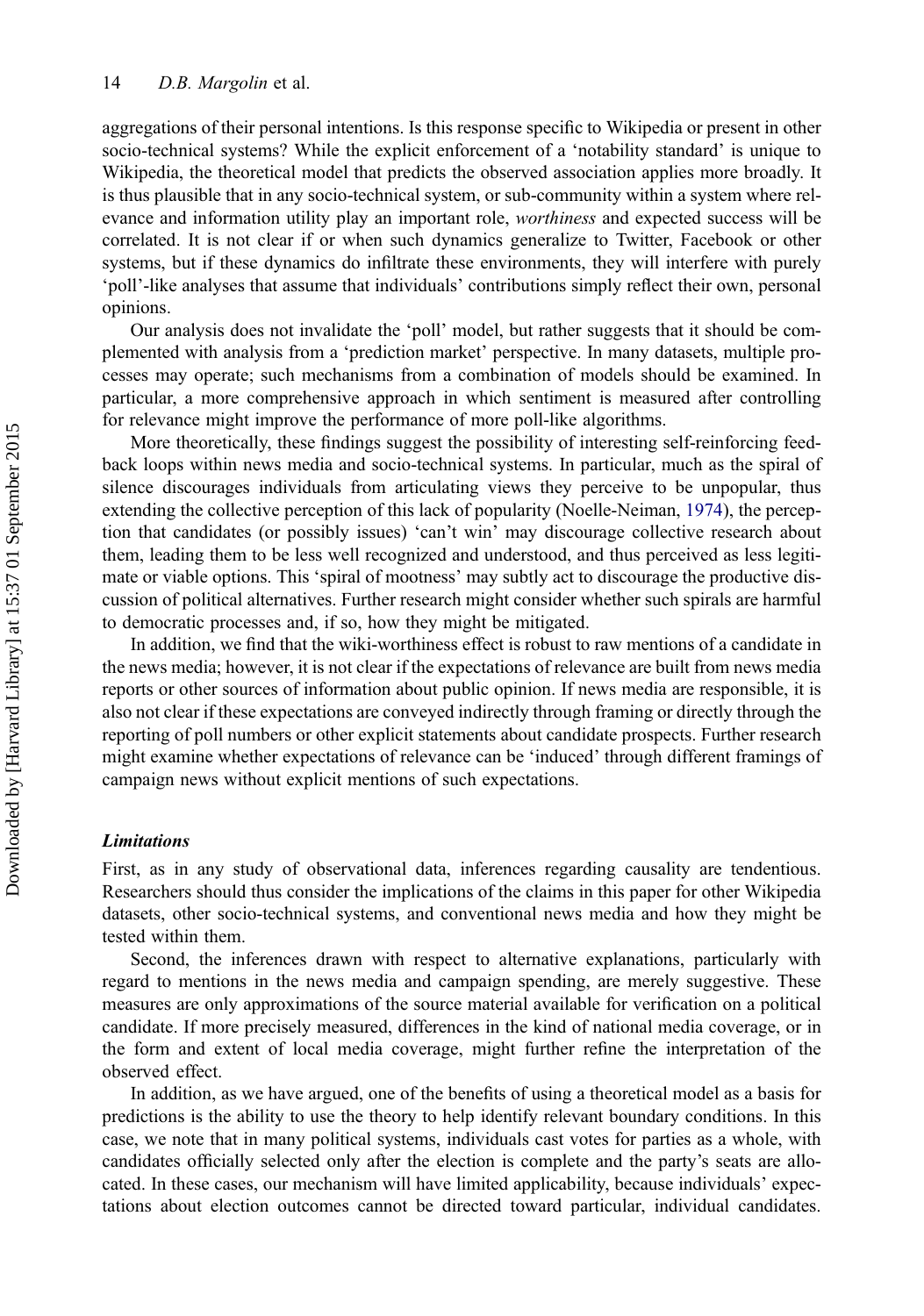aggregations of their personal intentions. Is this response specific to Wikipedia or present in other socio-technical systems? While the explicit enforcement of a 'notability standard' is unique to Wikipedia, the theoretical model that predicts the observed association applies more broadly. It is thus plausible that in any socio-technical system, or sub-community within a system where relevance and information utility play an important role, *worthiness* and expected success will be correlated. It is not clear if or when such dynamics generalize to Twitter, Facebook or other systems, but if these dynamics do infiltrate these environments, they will interfere with purely 'poll'-like analyses that assume that individuals' contributions simply reflect their own, personal opinions.

Our analysis does not invalidate the 'poll' model, but rather suggests that it should be complemented with analysis from a 'prediction market' perspective. In many datasets, multiple processes may operate; such mechanisms from a combination of models should be examined. In particular, a more comprehensive approach in which sentiment is measured after controlling for relevance might improve the performance of more poll-like algorithms.

More theoretically, these findings suggest the possibility of interesting self-reinforcing feedback loops within news media and socio-technical systems. In particular, much as the spiral of silence discourages individuals from articulating views they perceive to be unpopular, thus extending the collective perception of this lack of popularity (Noelle-Neiman, 1974), the perception that candidates (or possibly issues) 'can't win' may discourage collective research about them, leading them to be less well recognized and understood, and thus perceived as less legitimate or viable options. This 'spiral of mootness' may subtly act to discourage the productive discussion of political alternatives. Further research might consider whether such spirals are harmful to democratic processes and, if so, how they might be mitigated.

In addition, we find that the wiki-worthiness effect is robust to raw mentions of a candidate in the news media; however, it is not clear if the expectations of relevance are built from news media reports or other sources of information about public opinion. If news media are responsible, it is also not clear if these expectations are conveyed indirectly through framing or directly through the reporting of poll numbers or other explicit statements about candidate prospects. Further research might examine whether expectations of relevance can be 'induced' through different framings of campaign news without explicit mentions of such expectations.

### *Limitations*

First, as in any study of observational data, inferences regarding causality are tendentious. Researchers should thus consider the implications of the claims in this paper for other Wikipedia datasets, other socio-technical systems, and conventional news media and how they might be tested within them.

Second, the inferences drawn with respect to alternative explanations, particularly with regard to mentions in the news media and campaign spending, are merely suggestive. These measures are only approximations of the source material available for verification on a political candidate. If more precisely measured, differences in the kind of national media coverage, or in the form and extent of local media coverage, might further refine the interpretation of the observed effect.

In addition, as we have argued, one of the benefits of using a theoretical model as a basis for predictions is the ability to use the theory to help identify relevant boundary conditions. In this case, we note that in many political systems, individuals cast votes for parties as a whole, with candidates officially selected only after the election is complete and the party's seats are allocated. In these cases, our mechanism will have limited applicability, because individuals' expectations about election outcomes cannot be directed toward particular, individual candidates.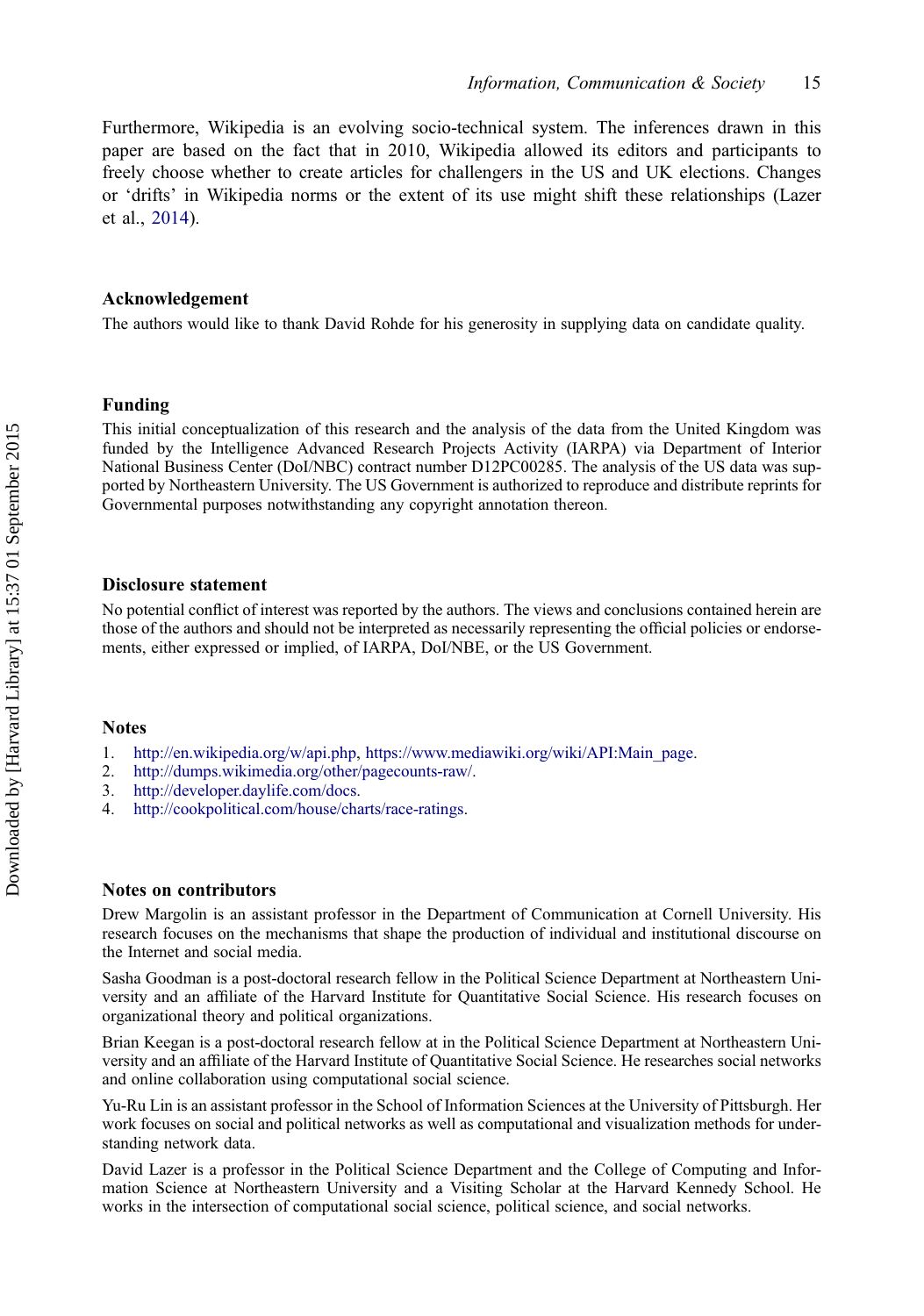Furthermore, Wikipedia is an evolving socio-technical system. The inferences drawn in this paper are based on the fact that in 2010, Wikipedia allowed its editors and participants to freely choose whether to create articles for challengers in the US and UK elections. Changes or 'drifts' in Wikipedia norms or the extent of its use might shift these relationships (Lazer et al., 2014).

### Acknowledgement

The authors would like to thank David Rohde for his generosity in supplying data on candidate quality.

### Funding

This initial conceptualization of this research and the analysis of the data from the United Kingdom was funded by the Intelligence Advanced Research Projects Activity (IARPA) via Department of Interior National Business Center (DoI/NBC) contract number D12PC00285. The analysis of the US data was supported by Northeastern University. The US Government is authorized to reproduce and distribute reprints for Governmental purposes notwithstanding any copyright annotation thereon.

### Disclosure statement

No potential conflict of interest was reported by the authors. The views and conclusions contained herein are those of the authors and should not be interpreted as necessarily representing the official policies or endorsements, either expressed or implied, of IARPA, DoI/NBE, or the US Government.

### Notes

1. http://en.wikipedia.org/w/api.php, https://www.mediawiki.org/wiki/API:Main_page.
2. http://dumps.wikimedia.org/other/pagecounts-raw/.
3. http://developer.daylife.com/docs.
4. http://cookpolitical.com/house/charts/race-ratings.

### Notes on contributors

Drew Margolin is an assistant professor in the Department of Communication at Cornell University. His research focuses on the mechanisms that shape the production of individual and institutional discourse on the Internet and social media.

Sasha Goodman is a post-doctoral research fellow in the Political Science Department at Northeastern University and an affiliate of the Harvard Institute for Quantitative Social Science. His research focuses on organizational theory and political organizations.

Brian Keegan is a post-doctoral research fellow at in the Political Science Department at Northeastern University and an affiliate of the Harvard Institute of Quantitative Social Science. He researches social networks and online collaboration using computational social science.

Yu-Ru Lin is an assistant professor in the School of Information Sciences at the University of Pittsburgh. Her work focuses on social and political networks as well as computational and visualization methods for understanding network data.

David Lazer is a professor in the Political Science Department and the College of Computing and Information Science at Northeastern University and a Visiting Scholar at the Harvard Kennedy School. He works in the intersection of computational social science, political science, and social networks.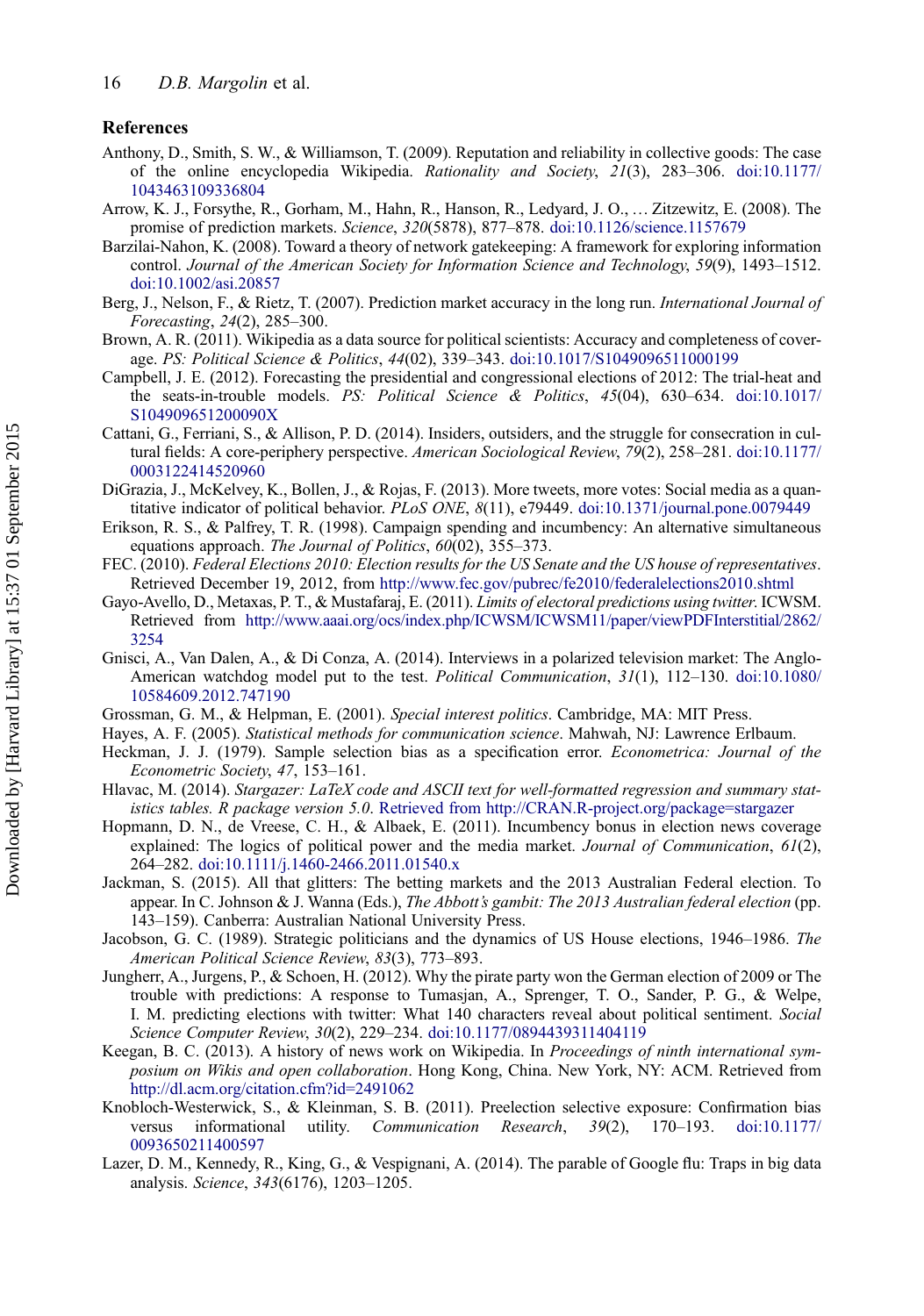## References

Anthony, D., Smith, S. W., & Williamson, T. (2009). Reputation and reliability in collective goods: The case of the online encyclopedia Wikipedia. *Rationality and Society*, *21*(3), 283–306. doi:10.1177/1043463109336804

Arrow, K. J., Forsythe, R., Gorham, M., Hahn, R., Hanson, R., Ledyard, J. O., … Zitzewitz, E. (2008). The promise of prediction markets. *Science*, *320*(5878), 877–878. doi:10.1126/science.1157679

Barzilai-Nahon, K. (2008). Toward a theory of network gatekeeping: A framework for exploring information control. *Journal of the American Society for Information Science and Technology*, *59*(9), 1493–1512. doi:10.1002/asi.20857

Berg, J., Nelson, F., & Rietz, T. (2007). Prediction market accuracy in the long run. *International Journal of Forecasting*, *24*(2), 285–300.

Brown, A. R. (2011). Wikipedia as a data source for political scientists: Accuracy and completeness of coverage. *PS: Political Science & Politics*, *44*(02), 339–343. doi:10.1017/S1049096511000199

Campbell, J. E. (2012). Forecasting the presidential and congressional elections of 2012: The trial-heat and the seats-in-trouble models. *PS: Political Science & Politics*, *45*(04), 630–634. doi:10.1017/S104909651200090X

Cattani, G., Ferriani, S., & Allison, P. D. (2014). Insiders, outsiders, and the struggle for consecration in cultural fields: A core-periphery perspective. *American Sociological Review*, *79*(2), 258–281. doi:10.1177/0003122414520960

DiGrazia, J., McKelvey, K., Bollen, J., & Rojas, F. (2013). More tweets, more votes: Social media as a quantitative indicator of political behavior. *PLoS ONE*, *8*(11), e79449. doi:10.1371/journal.pone.0079449

Erikson, R. S., & Palfrey, T. R. (1998). Campaign spending and incumbency: An alternative simultaneous equations approach. *The Journal of Politics*, *60*(02), 355–373.

FEC. (2010). *Federal Elections 2010: Election results for the US Senate and the US house of representatives*. Retrieved December 19, 2012, from http://www.fec.gov/pubrec/fe2010/federalelections2010.shtml

Gayo-Avello, D., Metaxas, P. T., & Mustafaraj, E. (2011). *Limits of electoral predictions using twitter.* ICWSM. Retrieved from http://www.aaai.org/ocs/index.php/ICWSM/ICWSM11/paper/viewPDFInterstitial/2862/3254

Gnisci, A., Van Dalen, A., & Di Conza, A. (2014). Interviews in a polarized television market: The Anglo-American watchdog model put to the test. *Political Communication*, *31*(1), 112–130. doi:10.1080/10584609.2012.747190

Grossman, G. M., & Helpman, E. (2001). *Special interest politics*. Cambridge, MA: MIT Press.

Hayes, A. F. (2005). *Statistical methods for communication science*. Mahwah, NJ: Lawrence Erlbaum.

Heckman, J. J. (1979). Sample selection bias as a specification error. *Econometrica: Journal of the Econometric Society*, *47*, 153–161.

Hlavac, M. (2014). *Stargazer: LaTeX code and ASCII text for well-formatted regression and summary statistics tables. R package version 5.0*. Retrieved from http://CRAN.R-project.org/package=stargazer

Hopmann, D. N., de Vreese, C. H., & Albaek, E. (2011). Incumbency bonus in election news coverage explained: The logics of political power and the media market. *Journal of Communication*, *61*(2), 264–282. doi:10.1111/j.1460-2466.2011.01540.x

Jackman, S. (2015). All that glitters: The betting markets and the 2013 Australian Federal election. To appear. In C. Johnson & J. Wanna (Eds.), *The Abbott's gambit: The 2013 Australian federal election* (pp. 143–159). Canberra: Australian National University Press.

Jacobson, G. C. (1989). Strategic politicians and the dynamics of US House elections, 1946–1986. *The American Political Science Review*, *83*(3), 773–893.

Jungherr, A., Jurgens, P., & Schoen, H. (2012). Why the pirate party won the German election of 2009 or The trouble with predictions: A response to Tumasjan, A., Sprenger, T. O., Sander, P. G., & Welpe, I. M. predicting elections with twitter: What 140 characters reveal about political sentiment. *Social Science Computer Review*, *30*(2), 229–234. doi:10.1177/0894439311404119

Keegan, B. C. (2013). A history of news work on Wikipedia. In *Proceedings of ninth international symposium on Wikis and open collaboration*. Hong Kong, China. New York, NY: ACM. Retrieved from http://dl.acm.org/citation.cfm?id=2491062

Knobloch-Westerwick, S., & Kleinman, S. B. (2011). Preelection selective exposure: Confirmation bias versus informational utility. *Communication Research*, *39*(2), 170–193. doi:10.1177/0093650211400597

Lazer, D. M., Kennedy, R., King, G., & Vespignani, A. (2014). The parable of Google flu: Traps in big data analysis. *Science*, *343*(6176), 1203–1205.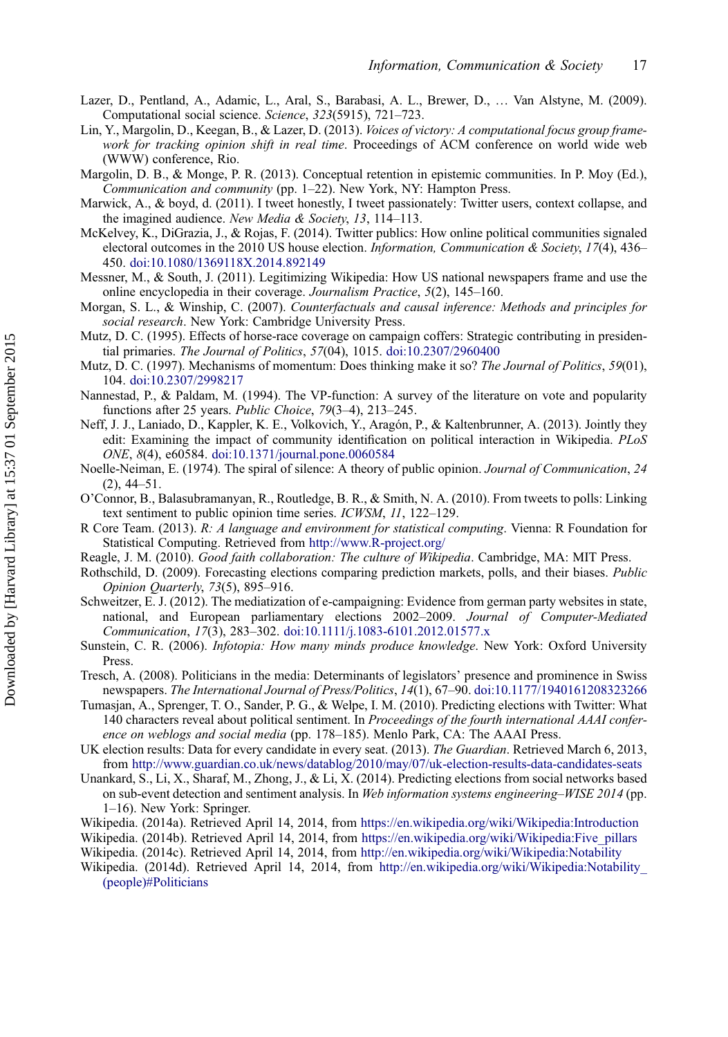Lazer, D., Pentland, A., Adamic, L., Aral, S., Barabasi, A. L., Brewer, D., … Van Alstyne, M. (2009). Computational social science. *Science*, *323*(5915), 721–723.

Lin, Y., Margolin, D., Keegan, B., & Lazer, D. (2013). *Voices of victory: A computational focus group framework for tracking opinion shift in real time*. Proceedings of ACM conference on world wide web (WWW) conference, Rio.

Margolin, D. B., & Monge, P. R. (2013). Conceptual retention in epistemic communities. In P. Moy (Ed.), *Communication and community* (pp. 1–22). New York, NY: Hampton Press.

Marwick, A., & boyd, d. (2011). I tweet honestly, I tweet passionately: Twitter users, context collapse, and the imagined audience. *New Media & Society*, *13*, 114–113.

McKelvey, K., DiGrazia, J., & Rojas, F. (2014). Twitter publics: How online political communities signaled electoral outcomes in the 2010 US house election. *Information, Communication & Society*, *17*(4), 436–450. doi:10.1080/1369118X.2014.892149

Messner, M., & South, J. (2011). Legitimizing Wikipedia: How US national newspapers frame and use the online encyclopedia in their coverage. *Journalism Practice*, *5*(2), 145–160.

Morgan, S. L., & Winship, C. (2007). *Counterfactuals and causal inference: Methods and principles for social research*. New York: Cambridge University Press.

Mutz, D. C. (1995). Effects of horse-race coverage on campaign coffers: Strategic contributing in presidential primaries. *The Journal of Politics*, *57*(04), 1015. doi:10.2307/2960400

Mutz, D. C. (1997). Mechanisms of momentum: Does thinking make it so? *The Journal of Politics*, *59*(01), 104. doi:10.2307/2998217

Nannestad, P., & Paldam, M. (1994). The VP-function: A survey of the literature on vote and popularity functions after 25 years. *Public Choice*, *79*(3–4), 213–245.

Neff, J. J., Laniado, D., Kappler, K. E., Volkovich, Y., Aragón, P., & Kaltenbrunner, A. (2013). Jointly they edit: Examining the impact of community identification on political interaction in Wikipedia. *PLoS ONE*, *8*(4), e60584. doi:10.1371/journal.pone.0060584

Noelle-Neiman, E. (1974). The spiral of silence: A theory of public opinion. *Journal of Communication*, *24* (2), 44–51.

O'Connor, B., Balasubramanyan, R., Routledge, B. R., & Smith, N. A. (2010). From tweets to polls: Linking text sentiment to public opinion time series. *ICWSM*, *11*, 122–129.

R Core Team. (2013). *R: A language and environment for statistical computing*. Vienna: R Foundation for Statistical Computing. Retrieved from http://www.R-project.org/

Reagle, J. M. (2010). *Good faith collaboration: The culture of Wikipedia*. Cambridge, MA: MIT Press.

Rothschild, D. (2009). Forecasting elections comparing prediction markets, polls, and their biases. *Public Opinion Quarterly*, *73*(5), 895–916.

Schweitzer, E. J. (2012). The mediatization of e-campaigning: Evidence from german party websites in state, national, and European parliamentary elections 2002–2009. *Journal of Computer-Mediated Communication*, *17*(3), 283–302. doi:10.1111/j.1083-6101.2012.01577.x

Sunstein, C. R. (2006). *Infotopia: How many minds produce knowledge*. New York: Oxford University Press.

Tresch, A. (2008). Politicians in the media: Determinants of legislators' presence and prominence in Swiss newspapers. *The International Journal of Press/Politics*, *14*(1), 67–90. doi:10.1177/1940161208323266

Tumasjan, A., Sprenger, T. O., Sander, P. G., & Welpe, I. M. (2010). Predicting elections with Twitter: What 140 characters reveal about political sentiment. In *Proceedings of the fourth international AAAI conference on weblogs and social media* (pp. 178–185). Menlo Park, CA: The AAAI Press.

UK election results: Data for every candidate in every seat. (2013). *The Guardian*. Retrieved March 6, 2013, from http://www.guardian.co.uk/news/datablog/2010/may/07/uk-election-results-data-candidates-seats

Unankard, S., Li, X., Sharaf, M., Zhong, J., & Li, X. (2014). Predicting elections from social networks based on sub-event detection and sentiment analysis. In *Web information systems engineering–WISE 2014* (pp. 1–16). New York: Springer.

Wikipedia. (2014a). Retrieved April 14, 2014, from https://en.wikipedia.org/wiki/Wikipedia:Introduction

Wikipedia. (2014b). Retrieved April 14, 2014, from https://en.wikipedia.org/wiki/Wikipedia:Five_pillars

Wikipedia. (2014c). Retrieved April 14, 2014, from http://en.wikipedia.org/wiki/Wikipedia:Notability

Wikipedia. (2014d). Retrieved April 14, 2014, from http://en.wikipedia.org/wiki/Wikipedia:Notability_(people)#Politicians